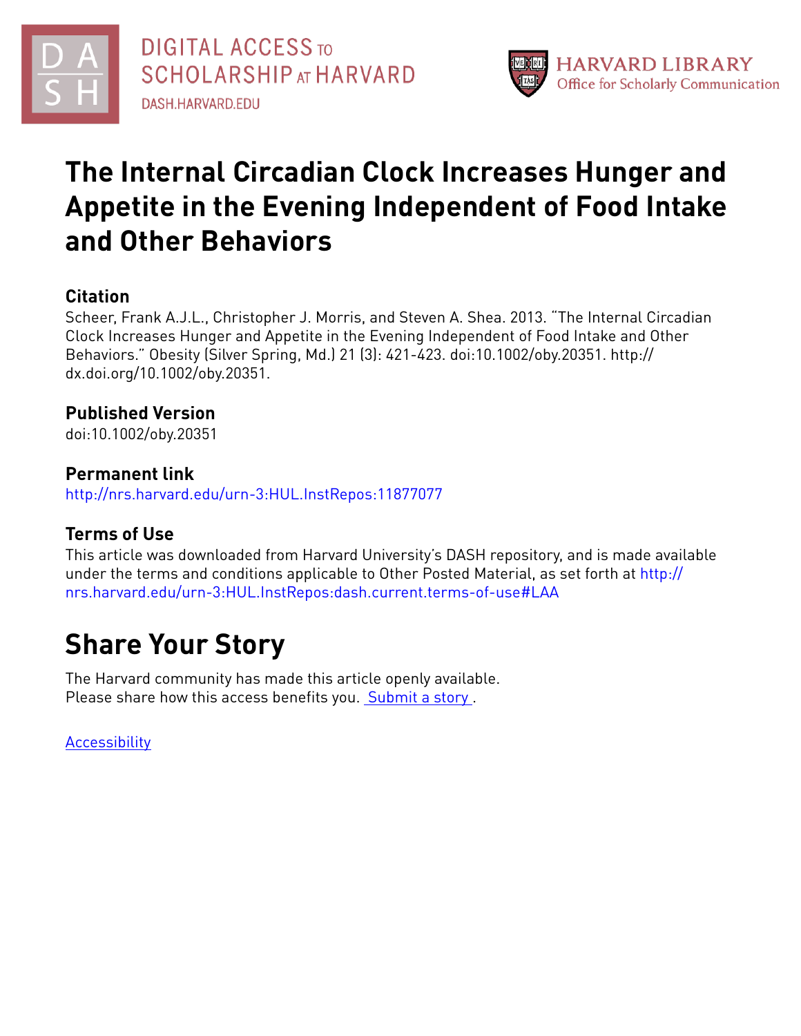DIGITAL ACCESS TO SCHOLARSHIP AT HARVARD
DASH.HARVARD.EDU

HARVARD LIBRARY
Office for Scholarly Communication

# The Internal Circadian Clock Increases Hunger and Appetite in the Evening Independent of Food Intake and Other Behaviors

## Citation

Scheer, Frank A.J.L., Christopher J. Morris, and Steven A. Shea. 2013. "The Internal Circadian Clock Increases Hunger and Appetite in the Evening Independent of Food Intake and Other Behaviors." Obesity (Silver Spring, Md.) 21 (3): 421-423. doi:10.1002/oby.20351. http://dx.doi.org/10.1002/oby.20351.

## Published Version

doi:10.1002/oby.20351

## Permanent link

http://nrs.harvard.edu/urn-3:HUL.InstRepos:11877077

## Terms of Use

This article was downloaded from Harvard University's DASH repository, and is made available under the terms and conditions applicable to Other Posted Material, as set forth at http://nrs.harvard.edu/urn-3:HUL.InstRepos:dash.current.terms-of-use#LAA

# Share Your Story

The Harvard community has made this article openly available.
Please share how this access benefits you. Submit a story .

Accessibility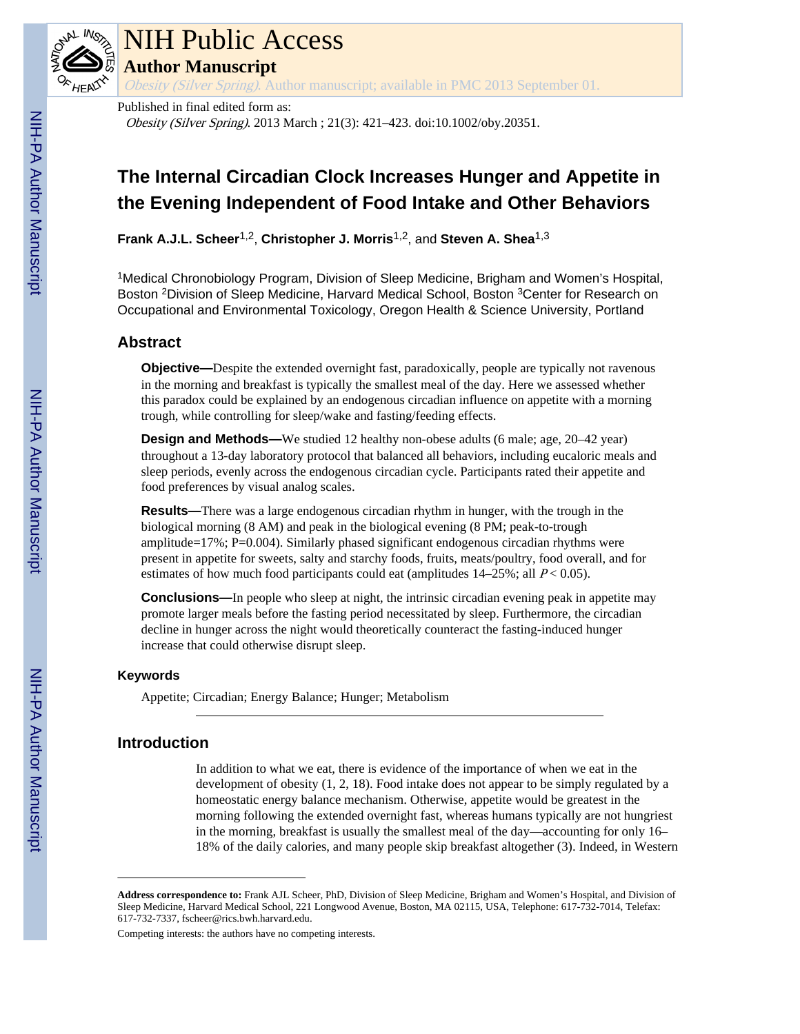# The Internal Circadian Clock Increases Hunger and Appetite in the Evening Independent of Food Intake and Other Behaviors

**Frank A.J.L. Scheer**[1,2], **Christopher J. Morris**[1,2], and **Steven A. Shea**[1,3]

[1]Medical Chronobiology Program, Division of Sleep Medicine, Brigham and Women's Hospital, Boston [2]Division of Sleep Medicine, Harvard Medical School, Boston [3]Center for Research on Occupational and Environmental Toxicology, Oregon Health & Science University, Portland

## Abstract

**Objective—**Despite the extended overnight fast, paradoxically, people are typically not ravenous in the morning and breakfast is typically the smallest meal of the day. Here we assessed whether this paradox could be explained by an endogenous circadian influence on appetite with a morning trough, while controlling for sleep/wake and fasting/feeding effects.

**Design and Methods—**We studied 12 healthy non-obese adults (6 male; age, 20–42 year) throughout a 13-day laboratory protocol that balanced all behaviors, including eucaloric meals and sleep periods, evenly across the endogenous circadian cycle. Participants rated their appetite and food preferences by visual analog scales.

**Results—**There was a large endogenous circadian rhythm in hunger, with the trough in the biological morning (8 AM) and peak in the biological evening (8 PM; peak-to-trough amplitude=17%; P=0.004). Similarly phased significant endogenous circadian rhythms were present in appetite for sweets, salty and starchy foods, fruits, meats/poultry, food overall, and for estimates of how much food participants could eat (amplitudes 14–25%; all $P < 0.05$).

**Conclusions—**In people who sleep at night, the intrinsic circadian evening peak in appetite may promote larger meals before the fasting period necessitated by sleep. Furthermore, the circadian decline in hunger across the night would theoretically counteract the fasting-induced hunger increase that could otherwise disrupt sleep.

### Keywords

Appetite; Circadian; Energy Balance; Hunger; Metabolism

## Introduction

In addition to what we eat, there is evidence of the importance of when we eat in the development of obesity (1, 2, 18). Food intake does not appear to be simply regulated by a homeostatic energy balance mechanism. Otherwise, appetite would be greatest in the morning following the extended overnight fast, whereas humans typically are not hungriest in the morning, breakfast is usually the smallest meal of the day—accounting for only 16–18% of the daily calories, and many people skip breakfast altogether (3). Indeed, in Western

---

**Address correspondence to:** Frank AJL Scheer, PhD, Division of Sleep Medicine, Brigham and Women's Hospital, and Division of Sleep Medicine, Harvard Medical School, 221 Longwood Avenue, Boston, MA 02115, USA, Telephone: 617-732-7014, Telefax: 617-732-7337, fscheer@rics.bwh.harvard.edu.

Competing interests: the authors have no competing interests.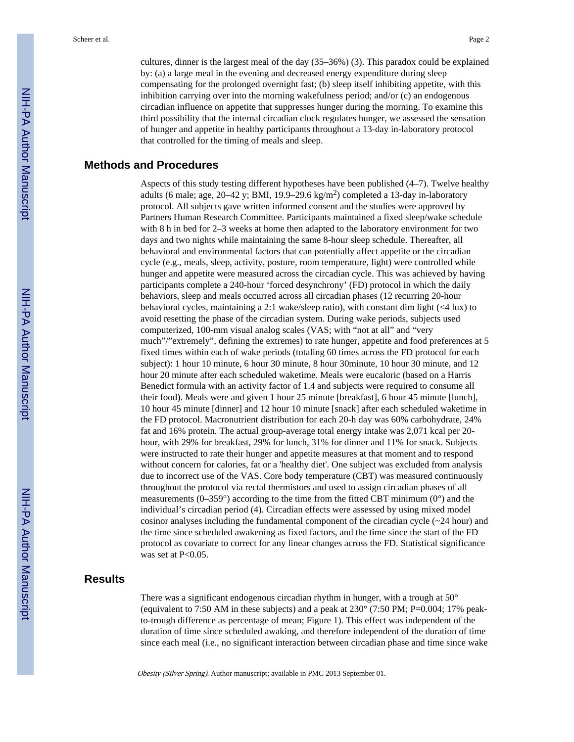cultures, dinner is the largest meal of the day (35–36%) (3). This paradox could be explained by: (a) a large meal in the evening and decreased energy expenditure during sleep compensating for the prolonged overnight fast; (b) sleep itself inhibiting appetite, with this inhibition carrying over into the morning wakefulness period; and/or (c) an endogenous circadian influence on appetite that suppresses hunger during the morning. To examine this third possibility that the internal circadian clock regulates hunger, we assessed the sensation of hunger and appetite in healthy participants throughout a 13-day in-laboratory protocol that controlled for the timing of meals and sleep.

## Methods and Procedures

Aspects of this study testing different hypotheses have been published (4–7). Twelve healthy adults (6 male; age, 20–42 y; BMI, 19.9–29.6 kg/m$^2$) completed a 13-day in-laboratory protocol. All subjects gave written informed consent and the studies were approved by Partners Human Research Committee. Participants maintained a fixed sleep/wake schedule with 8 h in bed for 2–3 weeks at home then adapted to the laboratory environment for two days and two nights while maintaining the same 8-hour sleep schedule. Thereafter, all behavioral and environmental factors that can potentially affect appetite or the circadian cycle (e.g., meals, sleep, activity, posture, room temperature, light) were controlled while hunger and appetite were measured across the circadian cycle. This was achieved by having participants complete a 240-hour 'forced desynchrony' (FD) protocol in which the daily behaviors, sleep and meals occurred across all circadian phases (12 recurring 20-hour behavioral cycles, maintaining a 2:1 wake/sleep ratio), with constant dim light (<4 lux) to avoid resetting the phase of the circadian system. During wake periods, subjects used computerized, 100-mm visual analog scales (VAS; with "not at all" and "very much"/"extremely", defining the extremes) to rate hunger, appetite and food preferences at 5 fixed times within each of wake periods (totaling 60 times across the FD protocol for each subject): 1 hour 10 minute, 6 hour 30 minute, 8 hour 30minute, 10 hour 30 minute, and 12 hour 20 minute after each scheduled waketime. Meals were eucaloric (based on a Harris Benedict formula with an activity factor of 1.4 and subjects were required to consume all their food). Meals were and given 1 hour 25 minute [breakfast], 6 hour 45 minute [lunch], 10 hour 45 minute [dinner] and 12 hour 10 minute [snack] after each scheduled waketime in the FD protocol. Macronutrient distribution for each 20-h day was 60% carbohydrate, 24% fat and 16% protein. The actual group-average total energy intake was 2,071 kcal per 20-hour, with 29% for breakfast, 29% for lunch, 31% for dinner and 11% for snack. Subjects were instructed to rate their hunger and appetite measures at that moment and to respond without concern for calories, fat or a 'healthy diet'. One subject was excluded from analysis due to incorrect use of the VAS. Core body temperature (CBT) was measured continuously throughout the protocol via rectal thermistors and used to assign circadian phases of all measurements (0–359°) according to the time from the fitted CBT minimum (0°) and the individual's circadian period (4). Circadian effects were assessed by using mixed model cosinor analyses including the fundamental component of the circadian cycle (~24 hour) and the time since scheduled awakening as fixed factors, and the time since the start of the FD protocol as covariate to correct for any linear changes across the FD. Statistical significance was set at $P<0.05$.

## Results

There was a significant endogenous circadian rhythm in hunger, with a trough at 50° (equivalent to 7:50 AM in these subjects) and a peak at 230° (7:50 PM; $P=0.004$; 17% peak-to-trough difference as percentage of mean; Figure 1). This effect was independent of the duration of time since scheduled awaking, and therefore independent of the duration of time since each meal (i.e., no significant interaction between circadian phase and time since wake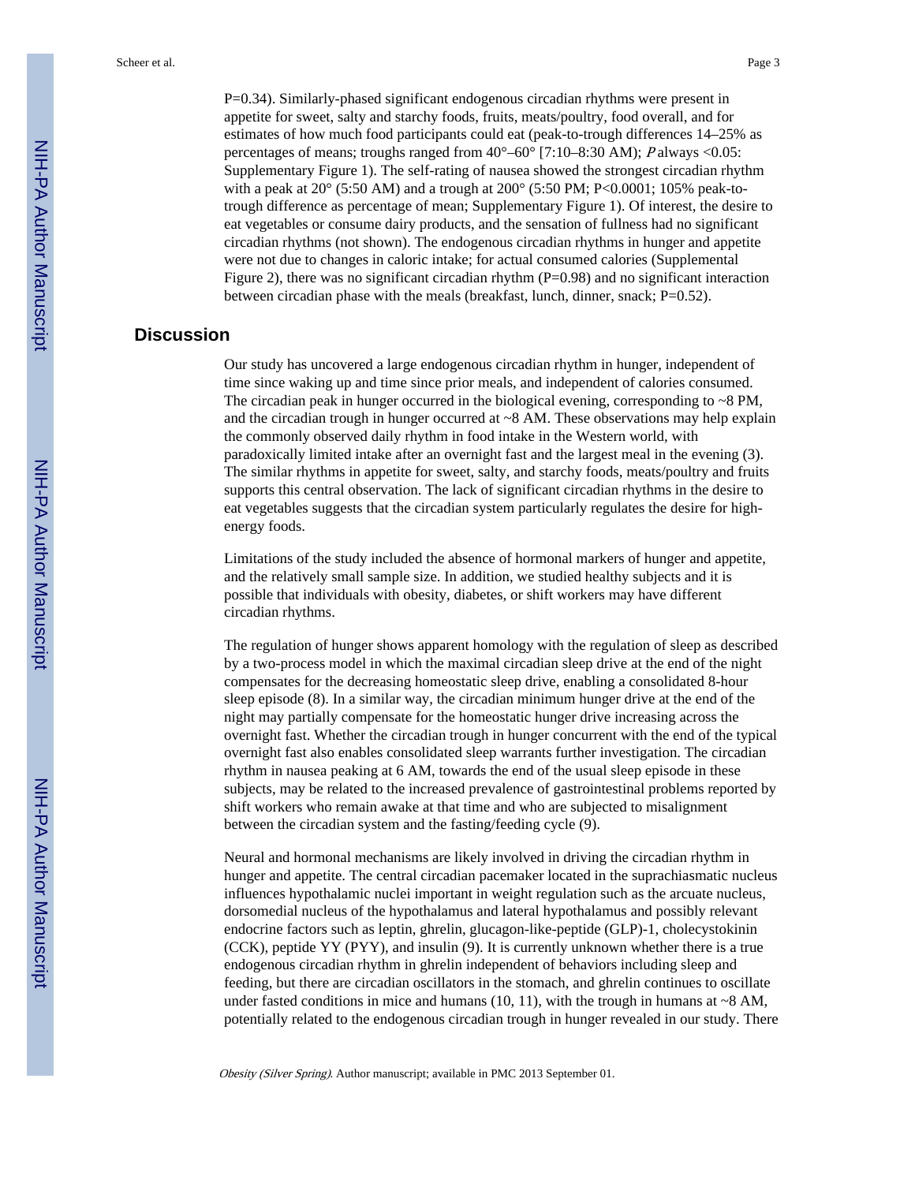P=0.34). Similarly-phased significant endogenous circadian rhythms were present in appetite for sweet, salty and starchy foods, fruits, meats/poultry, food overall, and for estimates of how much food participants could eat (peak-to-trough differences 14–25% as percentages of means; troughs ranged from 40°–60° [7:10–8:30 AM); *P* always <0.05: Supplementary Figure 1). The self-rating of nausea showed the strongest circadian rhythm with a peak at 20° (5:50 AM) and a trough at 200° (5:50 PM; P<0.0001; 105% peak-to-trough difference as percentage of mean; Supplementary Figure 1). Of interest, the desire to eat vegetables or consume dairy products, and the sensation of fullness had no significant circadian rhythms (not shown). The endogenous circadian rhythms in hunger and appetite were not due to changes in caloric intake; for actual consumed calories (Supplemental Figure 2), there was no significant circadian rhythm (P=0.98) and no significant interaction between circadian phase with the meals (breakfast, lunch, dinner, snack; P=0.52).

## Discussion

Our study has uncovered a large endogenous circadian rhythm in hunger, independent of time since waking up and time since prior meals, and independent of calories consumed. The circadian peak in hunger occurred in the biological evening, corresponding to ~8 PM, and the circadian trough in hunger occurred at ~8 AM. These observations may help explain the commonly observed daily rhythm in food intake in the Western world, with paradoxically limited intake after an overnight fast and the largest meal in the evening (3). The similar rhythms in appetite for sweet, salty, and starchy foods, meats/poultry and fruits supports this central observation. The lack of significant circadian rhythms in the desire to eat vegetables suggests that the circadian system particularly regulates the desire for high-energy foods.

Limitations of the study included the absence of hormonal markers of hunger and appetite, and the relatively small sample size. In addition, we studied healthy subjects and it is possible that individuals with obesity, diabetes, or shift workers may have different circadian rhythms.

The regulation of hunger shows apparent homology with the regulation of sleep as described by a two-process model in which the maximal circadian sleep drive at the end of the night compensates for the decreasing homeostatic sleep drive, enabling a consolidated 8-hour sleep episode (8). In a similar way, the circadian minimum hunger drive at the end of the night may partially compensate for the homeostatic hunger drive increasing across the overnight fast. Whether the circadian trough in hunger concurrent with the end of the typical overnight fast also enables consolidated sleep warrants further investigation. The circadian rhythm in nausea peaking at 6 AM, towards the end of the usual sleep episode in these subjects, may be related to the increased prevalence of gastrointestinal problems reported by shift workers who remain awake at that time and who are subjected to misalignment between the circadian system and the fasting/feeding cycle (9).

Neural and hormonal mechanisms are likely involved in driving the circadian rhythm in hunger and appetite. The central circadian pacemaker located in the suprachiasmatic nucleus influences hypothalamic nuclei important in weight regulation such as the arcuate nucleus, dorsomedial nucleus of the hypothalamus and lateral hypothalamus and possibly relevant endocrine factors such as leptin, ghrelin, glucagon-like-peptide (GLP)-1, cholecystokinin (CCK), peptide YY (PYY), and insulin (9). It is currently unknown whether there is a true endogenous circadian rhythm in ghrelin independent of behaviors including sleep and feeding, but there are circadian oscillators in the stomach, and ghrelin continues to oscillate under fasted conditions in mice and humans (10, 11), with the trough in humans at ~8 AM, potentially related to the endogenous circadian trough in hunger revealed in our study. There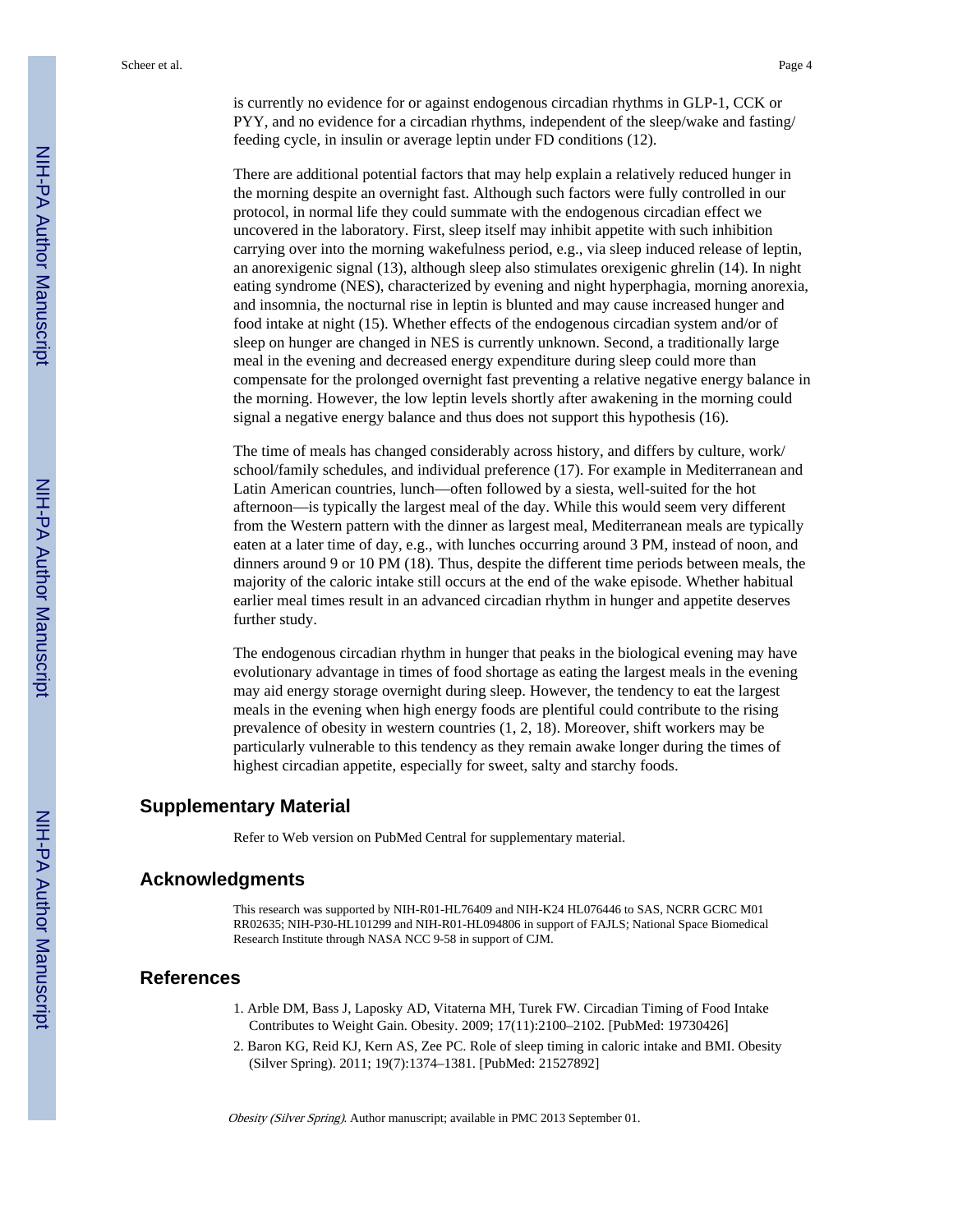is currently no evidence for or against endogenous circadian rhythms in GLP-1, CCK or PYY, and no evidence for a circadian rhythms, independent of the sleep/wake and fasting/feeding cycle, in insulin or average leptin under FD conditions (12).

There are additional potential factors that may help explain a relatively reduced hunger in the morning despite an overnight fast. Although such factors were fully controlled in our protocol, in normal life they could summate with the endogenous circadian effect we uncovered in the laboratory. First, sleep itself may inhibit appetite with such inhibition carrying over into the morning wakefulness period, e.g., via sleep induced release of leptin, an anorexigenic signal (13), although sleep also stimulates orexigenic ghrelin (14). In night eating syndrome (NES), characterized by evening and night hyperphagia, morning anorexia, and insomnia, the nocturnal rise in leptin is blunted and may cause increased hunger and food intake at night (15). Whether effects of the endogenous circadian system and/or of sleep on hunger are changed in NES is currently unknown. Second, a traditionally large meal in the evening and decreased energy expenditure during sleep could more than compensate for the prolonged overnight fast preventing a relative negative energy balance in the morning. However, the low leptin levels shortly after awakening in the morning could signal a negative energy balance and thus does not support this hypothesis (16).

The time of meals has changed considerably across history, and differs by culture, work/school/family schedules, and individual preference (17). For example in Mediterranean and Latin American countries, lunch—often followed by a siesta, well-suited for the hot afternoon—is typically the largest meal of the day. While this would seem very different from the Western pattern with the dinner as largest meal, Mediterranean meals are typically eaten at a later time of day, e.g., with lunches occurring around 3 PM, instead of noon, and dinners around 9 or 10 PM (18). Thus, despite the different time periods between meals, the majority of the caloric intake still occurs at the end of the wake episode. Whether habitual earlier meal times result in an advanced circadian rhythm in hunger and appetite deserves further study.

The endogenous circadian rhythm in hunger that peaks in the biological evening may have evolutionary advantage in times of food shortage as eating the largest meals in the evening may aid energy storage overnight during sleep. However, the tendency to eat the largest meals in the evening when high energy foods are plentiful could contribute to the rising prevalence of obesity in western countries (1, 2, 18). Moreover, shift workers may be particularly vulnerable to this tendency as they remain awake longer during the times of highest circadian appetite, especially for sweet, salty and starchy foods.

## Supplementary Material

Refer to Web version on PubMed Central for supplementary material.

## Acknowledgments

This research was supported by NIH-R01-HL76409 and NIH-K24 HL076446 to SAS, NCRR GCRC M01 RR02635; NIH-P30-HL101299 and NIH-R01-HL094806 in support of FAJLS; National Space Biomedical Research Institute through NASA NCC 9-58 in support of CJM.

## References

1. Arble DM, Bass J, Laposky AD, Vitaterna MH, Turek FW. Circadian Timing of Food Intake Contributes to Weight Gain. Obesity. 2009; 17(11):2100–2102. [PubMed: 19730426]
2. Baron KG, Reid KJ, Kern AS, Zee PC. Role of sleep timing in caloric intake and BMI. Obesity (Silver Spring). 2011; 19(7):1374–1381. [PubMed: 21527892]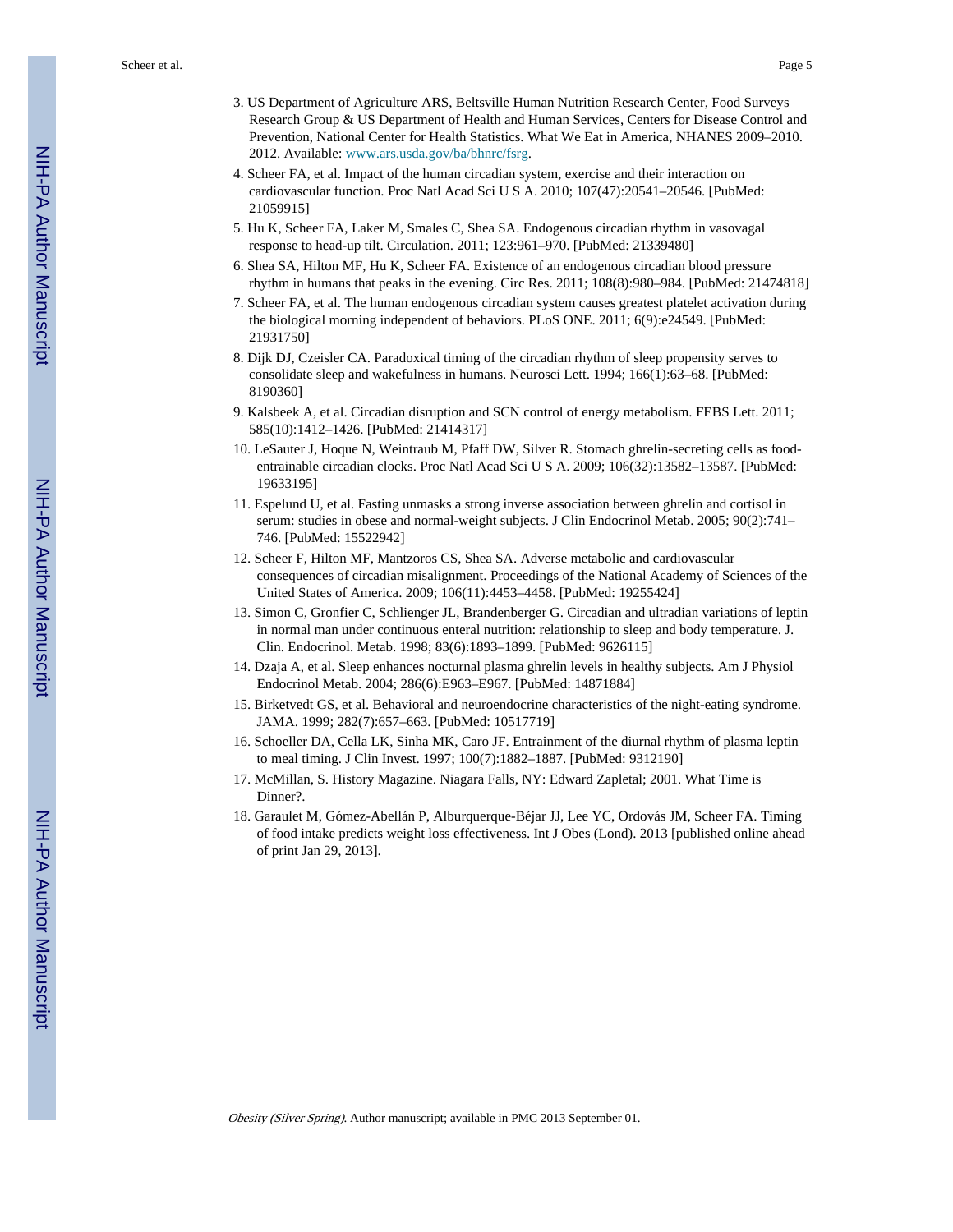3. US Department of Agriculture ARS, Beltsville Human Nutrition Research Center, Food Surveys Research Group & US Department of Health and Human Services, Centers for Disease Control and Prevention, National Center for Health Statistics. What We Eat in America, NHANES 2009–2010. 2012. Available: www.ars.usda.gov/ba/bhnrc/fsrg.
4. Scheer FA, et al. Impact of the human circadian system, exercise and their interaction on cardiovascular function. Proc Natl Acad Sci U S A. 2010; 107(47):20541–20546. [PubMed: 21059915]
5. Hu K, Scheer FA, Laker M, Smales C, Shea SA. Endogenous circadian rhythm in vasovagal response to head-up tilt. Circulation. 2011; 123:961–970. [PubMed: 21339480]
6. Shea SA, Hilton MF, Hu K, Scheer FA. Existence of an endogenous circadian blood pressure rhythm in humans that peaks in the evening. Circ Res. 2011; 108(8):980–984. [PubMed: 21474818]
7. Scheer FA, et al. The human endogenous circadian system causes greatest platelet activation during the biological morning independent of behaviors. PLoS ONE. 2011; 6(9):e24549. [PubMed: 21931750]
8. Dijk DJ, Czeisler CA. Paradoxical timing of the circadian rhythm of sleep propensity serves to consolidate sleep and wakefulness in humans. Neurosci Lett. 1994; 166(1):63–68. [PubMed: 8190360]
9. Kalsbeek A, et al. Circadian disruption and SCN control of energy metabolism. FEBS Lett. 2011; 585(10):1412–1426. [PubMed: 21414317]
10. LeSauter J, Hoque N, Weintraub M, Pfaff DW, Silver R. Stomach ghrelin-secreting cells as food-entrainable circadian clocks. Proc Natl Acad Sci U S A. 2009; 106(32):13582–13587. [PubMed: 19633195]
11. Espelund U, et al. Fasting unmasks a strong inverse association between ghrelin and cortisol in serum: studies in obese and normal-weight subjects. J Clin Endocrinol Metab. 2005; 90(2):741–746. [PubMed: 15522942]
12. Scheer F, Hilton MF, Mantzoros CS, Shea SA. Adverse metabolic and cardiovascular consequences of circadian misalignment. Proceedings of the National Academy of Sciences of the United States of America. 2009; 106(11):4453–4458. [PubMed: 19255424]
13. Simon C, Gronfier C, Schlienger JL, Brandenberger G. Circadian and ultradian variations of leptin in normal man under continuous enteral nutrition: relationship to sleep and body temperature. J. Clin. Endocrinol. Metab. 1998; 83(6):1893–1899. [PubMed: 9626115]
14. Dzaja A, et al. Sleep enhances nocturnal plasma ghrelin levels in healthy subjects. Am J Physiol Endocrinol Metab. 2004; 286(6):E963–E967. [PubMed: 14871884]
15. Birketvedt GS, et al. Behavioral and neuroendocrine characteristics of the night-eating syndrome. JAMA. 1999; 282(7):657–663. [PubMed: 10517719]
16. Schoeller DA, Cella LK, Sinha MK, Caro JF. Entrainment of the diurnal rhythm of plasma leptin to meal timing. J Clin Invest. 1997; 100(7):1882–1887. [PubMed: 9312190]
17. McMillan, S. History Magazine. Niagara Falls, NY: Edward Zapletal; 2001. What Time is Dinner?.
18. Garaulet M, Gómez-Abellán P, Alburquerque-Béjar JJ, Lee YC, Ordovás JM, Scheer FA. Timing of food intake predicts weight loss effectiveness. Int J Obes (Lond). 2013 [published online ahead of print Jan 29, 2013].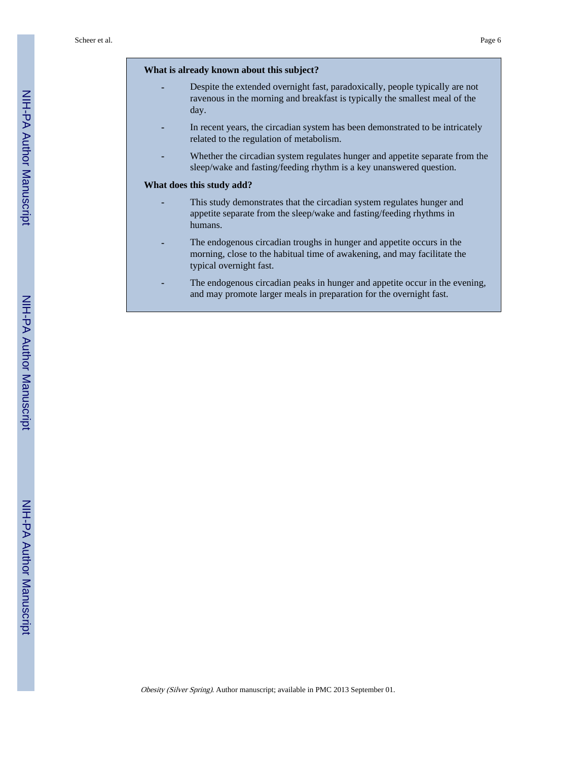**What is already known about this subject?**

- Despite the extended overnight fast, paradoxically, people typically are not ravenous in the morning and breakfast is typically the smallest meal of the day.
- In recent years, the circadian system has been demonstrated to be intricately related to the regulation of metabolism.
- Whether the circadian system regulates hunger and appetite separate from the sleep/wake and fasting/feeding rhythm is a key unanswered question.

**What does this study add?**

- This study demonstrates that the circadian system regulates hunger and appetite separate from the sleep/wake and fasting/feeding rhythms in humans.
- The endogenous circadian troughs in hunger and appetite occurs in the morning, close to the habitual time of awakening, and may facilitate the typical overnight fast.
- The endogenous circadian peaks in hunger and appetite occur in the evening, and may promote larger meals in preparation for the overnight fast.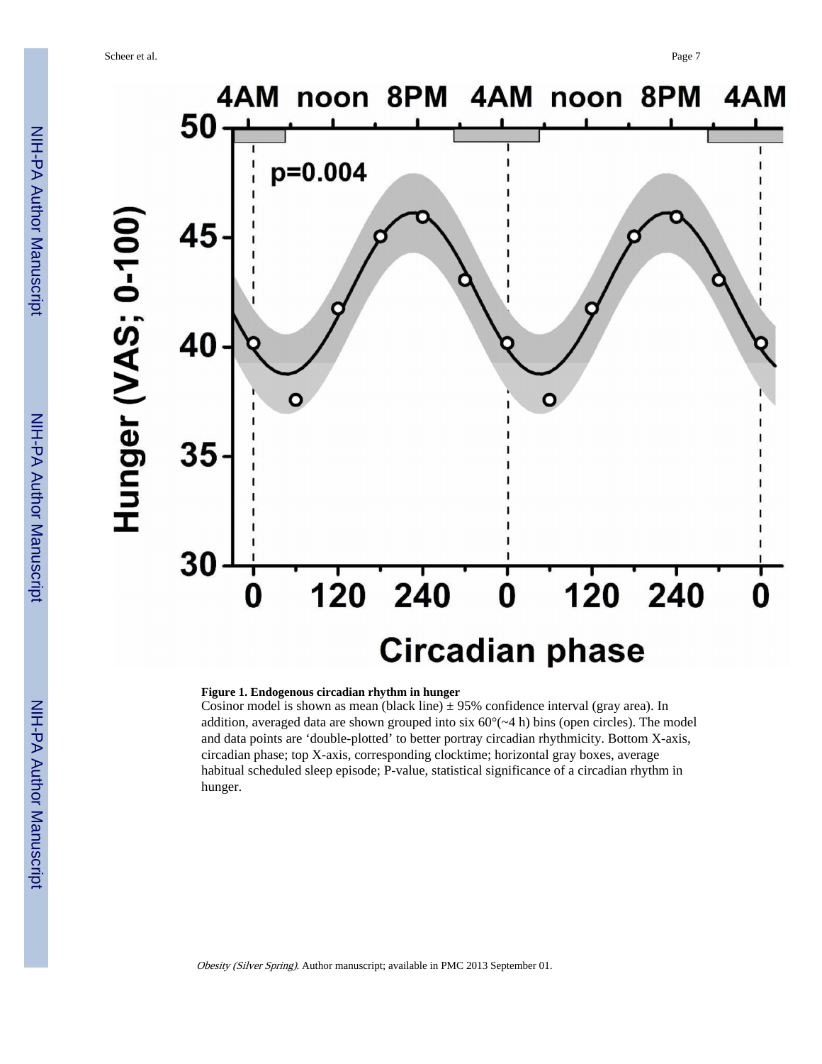4AM noon 8PM 4AM noon 8PM 4AM

50

45

40

35

30

p=0.004

Hunger (VAS; 0-100)

0 120 240 0 120 240 0

Circadian phase

**Figure 1. Endogenous circadian rhythm in hunger**

Cosinor model is shown as mean (black line) ± 95% confidence interval (gray area). In addition, averaged data are shown grouped into six 60°(~4 h) bins (open circles). The model and data points are 'double-plotted' to better portray circadian rhythmicity. Bottom X-axis, circadian phase; top X-axis, corresponding clocktime; horizontal gray boxes, average habitual scheduled sleep episode; P-value, statistical significance of a circadian rhythm in hunger.